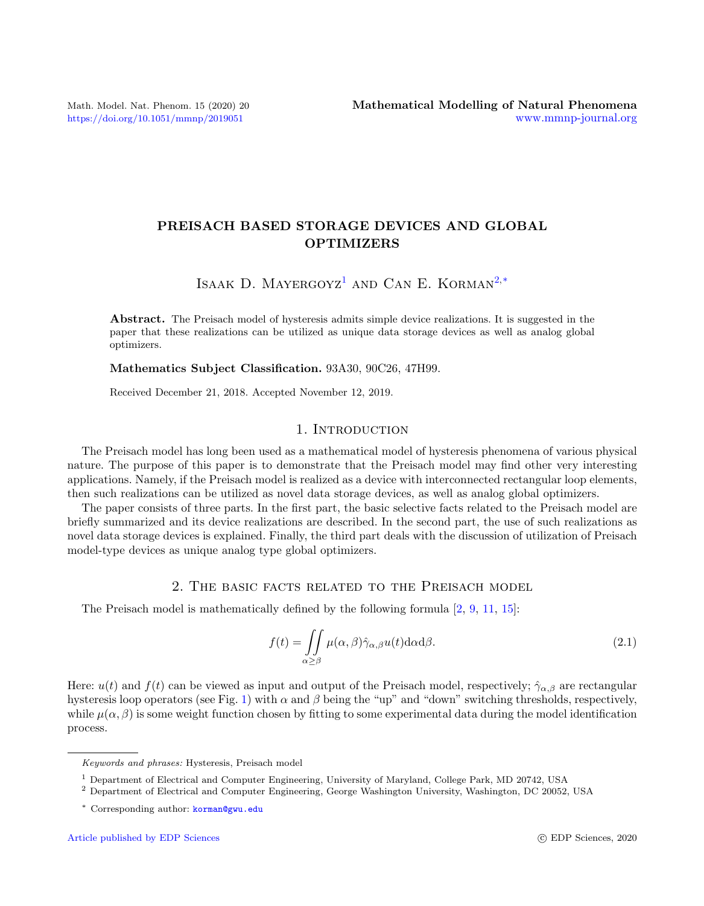# PREISACH BASED STORAGE DEVICES AND GLOBAL OPTIMIZERS

Isaak D. Mayergoyz[1] and Can E. Korman[2,*]

**Abstract.** The Preisach model of hysteresis admits simple device realizations. It is suggested in the paper that these realizations can be utilized as unique data storage devices as well as analog global optimizers.

**Mathematics Subject Classification.** 93A30, 90C26, 47H99.

Received December 21, 2018. Accepted November 12, 2019.

## 1. Introduction

The Preisach model has long been used as a mathematical model of hysteresis phenomena of various physical nature. The purpose of this paper is to demonstrate that the Preisach model may find other very interesting applications. Namely, if the Preisach model is realized as a device with interconnected rectangular loop elements, then such realizations can be utilized as novel data storage devices, as well as analog global optimizers.

The paper consists of three parts. In the first part, the basic selective facts related to the Preisach model are briefly summarized and its device realizations are described. In the second part, the use of such realizations as novel data storage devices is explained. Finally, the third part deals with the discussion of utilization of Preisach model-type devices as unique analog type global optimizers.

## 2. The basic facts related to the Preisach model

The Preisach model is mathematically defined by the following formula [2, 9, 11, 15]:

$$f(t) = \iint_{\alpha \geq \beta} \mu(\alpha, \beta) \hat{\gamma}_{\alpha,\beta} u(t) \mathrm{d}\alpha \mathrm{d}\beta. \tag{2.1}$$

Here: $u(t)$ and $f(t)$ can be viewed as input and output of the Preisach model, respectively; $\hat{\gamma}_{\alpha,\beta}$ are rectangular hysteresis loop operators (see Fig. 1) with $\alpha$ and $\beta$ being the "up" and "down" switching thresholds, respectively, while $\mu(\alpha, \beta)$ is some weight function chosen by fitting to some experimental data during the model identification process.

---

*Keywords and phrases:* Hysteresis, Preisach model

[1] Department of Electrical and Computer Engineering, University of Maryland, College Park, MD 20742, USA

[2] Department of Electrical and Computer Engineering, George Washington University, Washington, DC 20052, USA

[*] Corresponding author: korman@gwu.edu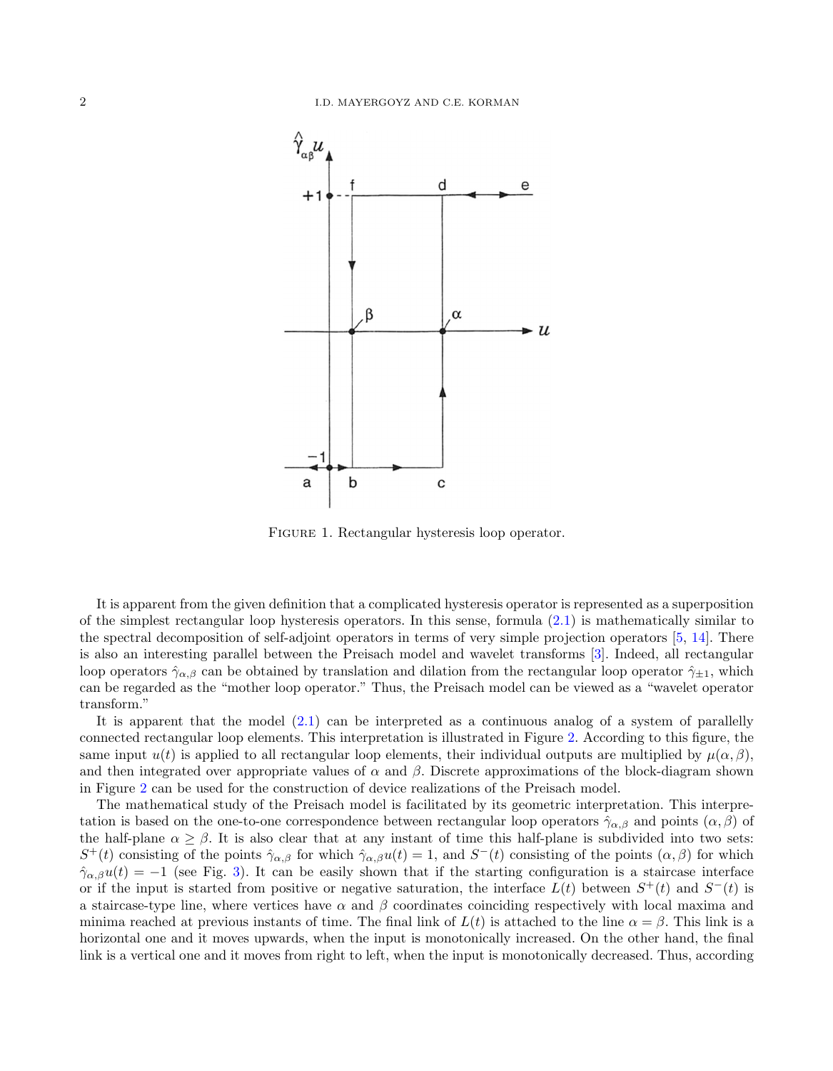FIGURE 1. Rectangular hysteresis loop operator.

It is apparent from the given definition that a complicated hysteresis operator is represented as a superposition of the simplest rectangular loop hysteresis operators. In this sense, formula (2.1) is mathematically similar to the spectral decomposition of self-adjoint operators in terms of very simple projection operators [5, 14]. There is also an interesting parallel between the Preisach model and wavelet transforms [3]. Indeed, all rectangular loop operators $\hat{\gamma}_{\alpha,\beta}$ can be obtained by translation and dilation from the rectangular loop operator $\hat{\gamma}_{\pm 1}$, which can be regarded as the "mother loop operator." Thus, the Preisach model can be viewed as a "wavelet operator transform."

It is apparent that the model (2.1) can be interpreted as a continuous analog of a system of parallelly connected rectangular loop elements. This interpretation is illustrated in Figure 2. According to this figure, the same input $u(t)$ is applied to all rectangular loop elements, their individual outputs are multiplied by $\mu(\alpha, \beta)$, and then integrated over appropriate values of $\alpha$ and $\beta$. Discrete approximations of the block-diagram shown in Figure 2 can be used for the construction of device realizations of the Preisach model.

The mathematical study of the Preisach model is facilitated by its geometric interpretation. This interpretation is based on the one-to-one correspondence between rectangular loop operators $\hat{\gamma}_{\alpha,\beta}$ and points $(\alpha, \beta)$ of the half-plane $\alpha \geq \beta$. It is also clear that at any instant of time this half-plane is subdivided into two sets: $S^+(t)$ consisting of the points $\hat{\gamma}_{\alpha,\beta}$ for which $\hat{\gamma}_{\alpha,\beta}u(t) = 1$, and $S^-(t)$ consisting of the points $(\alpha, \beta)$ for which $\hat{\gamma}_{\alpha,\beta}u(t) = -1$ (see Fig. 3). It can be easily shown that if the starting configuration is a staircase interface or if the input is started from positive or negative saturation, the interface $L(t)$ between $S^+(t)$ and $S^-(t)$ is a staircase-type line, where vertices have $\alpha$ and $\beta$ coordinates coinciding respectively with local maxima and minima reached at previous instants of time. The final link of $L(t)$ is attached to the line $\alpha = \beta$. This link is a horizontal one and it moves upwards, when the input is monotonically increased. On the other hand, the final link is a vertical one and it moves from right to left, when the input is monotonically decreased. Thus, according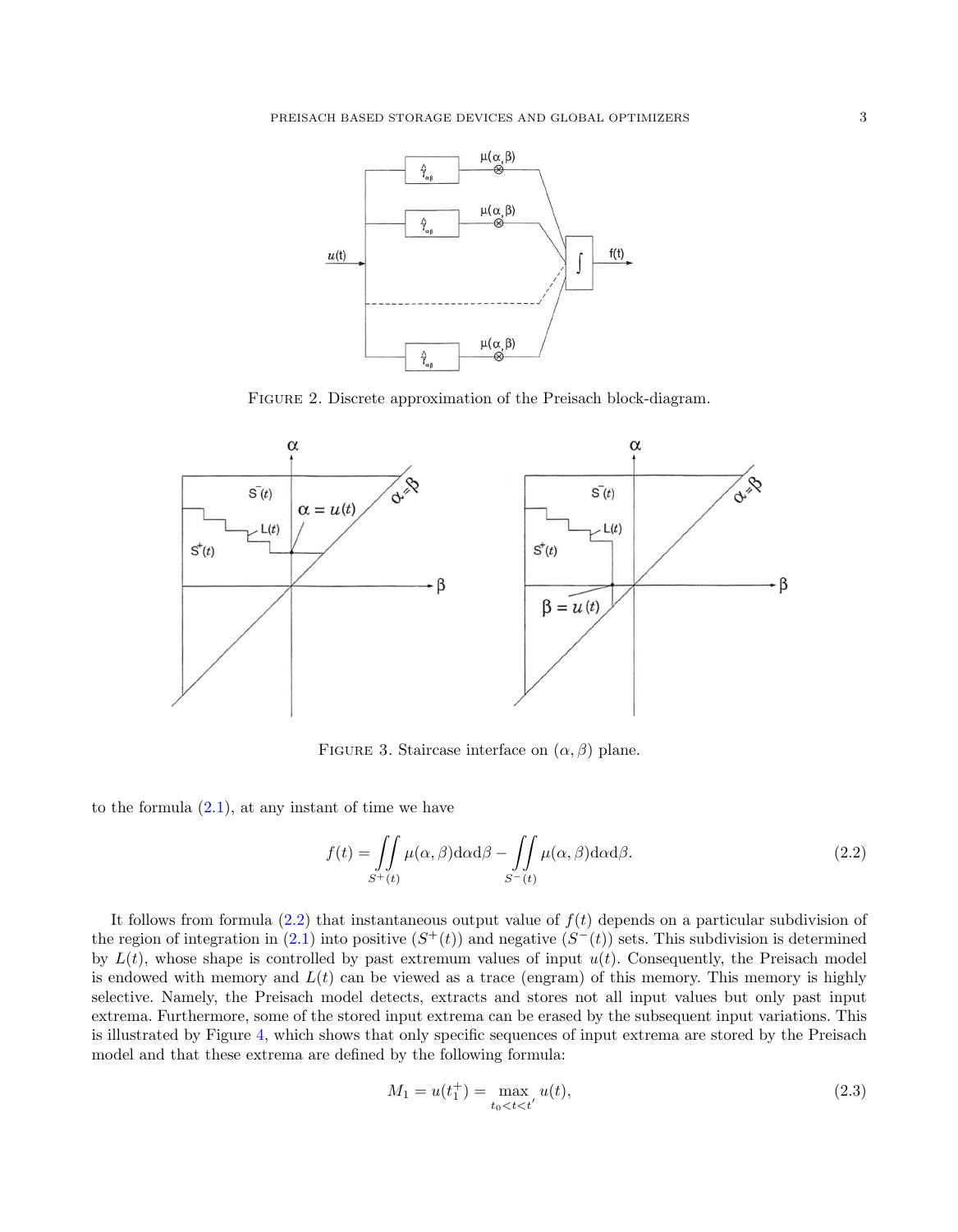FIGURE 2. Discrete approximation of the Preisach block-diagram.

FIGURE 3. Staircase interface on $(\alpha, \beta)$ plane.

to the formula (2.1), at any instant of time we have

$$f(t) = \iint\limits_{S^+(t)} \mu(\alpha, \beta) \mathrm{d}\alpha \mathrm{d}\beta - \iint\limits_{S^-(t)} \mu(\alpha, \beta) \mathrm{d}\alpha \mathrm{d}\beta. \tag{2.2}$$

It follows from formula (2.2) that instantaneous output value of $f(t)$ depends on a particular subdivision of the region of integration in (2.1) into positive ($S^+(t)$) and negative ($S^-(t)$) sets. This subdivision is determined by $L(t)$, whose shape is controlled by past extremum values of input $u(t)$. Consequently, the Preisach model is endowed with memory and $L(t)$ can be viewed as a trace (engram) of this memory. This memory is highly selective. Namely, the Preisach model detects, extracts and stores not all input values but only past input extrema. Furthermore, some of the stored input extrema can be erased by the subsequent input variations. This is illustrated by Figure 4, which shows that only specific sequences of input extrema are stored by the Preisach model and that these extrema are defined by the following formula:

$$M_1 = u(t_1^+) = \max_{t_0 < t < t'} u(t), \tag{2.3}$$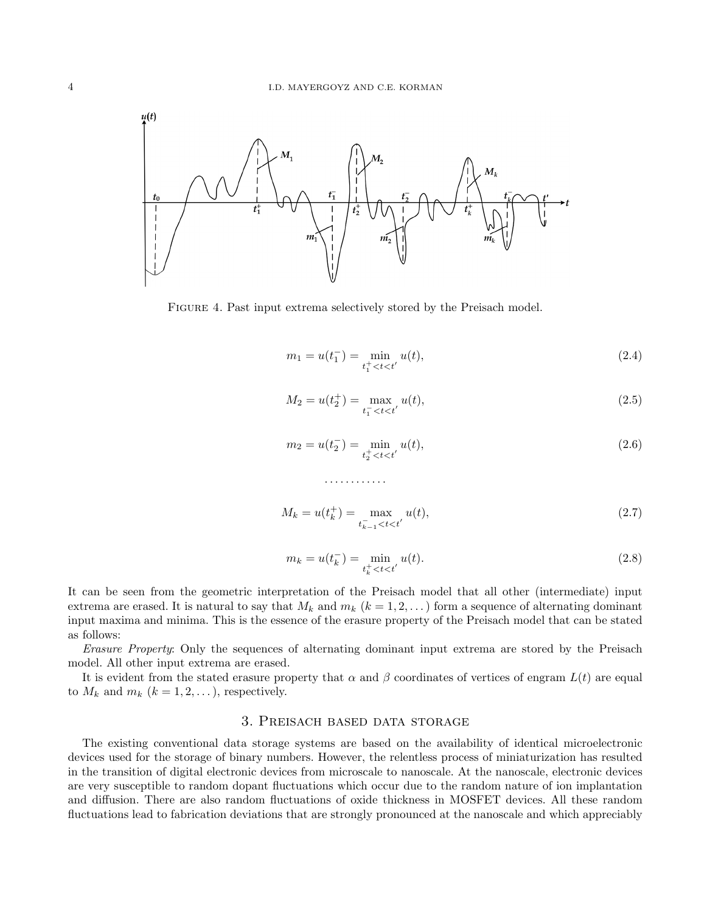FIGURE 4. Past input extrema selectively stored by the Preisach model.

$$m_1 = u(t_1^-) = \min_{t_1^+ < t < t'} u(t), \tag{2.4}$$

$$M_2 = u(t_2^+) = \max_{t_1^- < t < t'} u(t), \tag{2.5}$$

$$m_2 = u(t_2^-) = \min_{t_2^+ < t < t'} u(t), \tag{2.6}$$

............

$$M_k = u(t_k^+) = \max_{t_{k-1}^- < t < t'} u(t), \tag{2.7}$$

$$m_k = u(t_k^-) = \min_{t_k^+ < t < t'} u(t). \tag{2.8}$$

It can be seen from the geometric interpretation of the Preisach model that all other (intermediate) input extrema are erased. It is natural to say that $M_k$ and $m_k$ $(k = 1, 2, \dots)$ form a sequence of alternating dominant input maxima and minima. This is the essence of the erasure property of the Preisach model that can be stated as follows:

*Erasure Property*: Only the sequences of alternating dominant input extrema are stored by the Preisach model. All other input extrema are erased.

It is evident from the stated erasure property that $\alpha$ and $\beta$ coordinates of vertices of engram $L(t)$ are equal to $M_k$ and $m_k$ $(k = 1, 2, \dots)$, respectively.

## 3. Preisach based data storage

The existing conventional data storage systems are based on the availability of identical microelectronic devices used for the storage of binary numbers. However, the relentless process of miniaturization has resulted in the transition of digital electronic devices from microscale to nanoscale. At the nanoscale, electronic devices are very susceptible to random dopant fluctuations which occur due to the random nature of ion implantation and diffusion. There are also random fluctuations of oxide thickness in MOSFET devices. All these random fluctuations lead to fabrication deviations that are strongly pronounced at the nanoscale and which appreciably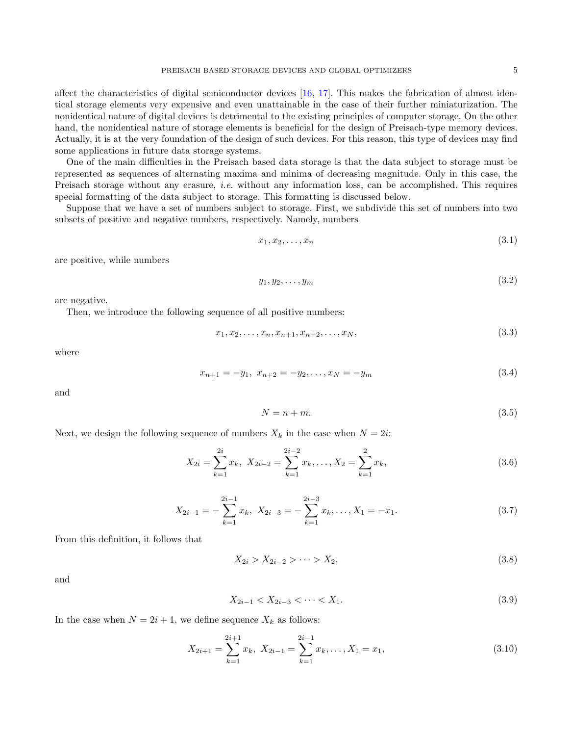affect the characteristics of digital semiconductor devices [16, 17]. This makes the fabrication of almost identical storage elements very expensive and even unattainable in the case of their further miniaturization. The nonidentical nature of digital devices is detrimental to the existing principles of computer storage. On the other hand, the nonidentical nature of storage elements is beneficial for the design of Preisach-type memory devices. Actually, it is at the very foundation of the design of such devices. For this reason, this type of devices may find some applications in future data storage systems.

One of the main difficulties in the Preisach based data storage is that the data subject to storage must be represented as sequences of alternating maxima and minima of decreasing magnitude. Only in this case, the Preisach storage without any erasure, *i.e.* without any information loss, can be accomplished. This requires special formatting of the data subject to storage. This formatting is discussed below.

Suppose that we have a set of numbers subject to storage. First, we subdivide this set of numbers into two subsets of positive and negative numbers, respectively. Namely, numbers

$$x_1, x_2, \ldots, x_n \tag{3.1}$$

are positive, while numbers

$$y_1, y_2, \ldots, y_m \tag{3.2}$$

are negative.

Then, we introduce the following sequence of all positive numbers:

$$x_1, x_2, \ldots, x_n, x_{n+1}, x_{n+2}, \ldots, x_N, \tag{3.3}$$

where

$$x_{n+1} = -y_1,\ x_{n+2} = -y_2, \ldots, x_N = -y_m \tag{3.4}$$

and

$$N = n + m. \tag{3.5}$$

Next, we design the following sequence of numbers $X_k$ in the case when $N = 2i$:

$$X_{2i} = \sum_{k=1}^{2i} x_k,\ X_{2i-2} = \sum_{k=1}^{2i-2} x_k, \ldots, X_2 = \sum_{k=1}^{2} x_k, \tag{3.6}$$

$$X_{2i-1} = -\sum_{k=1}^{2i-1} x_k,\ X_{2i-3} = -\sum_{k=1}^{2i-3} x_k, \ldots, X_1 = -x_1. \tag{3.7}$$

From this definition, it follows that

$$X_{2i} > X_{2i-2} > \cdots > X_2, \tag{3.8}$$

and

$$X_{2i-1} < X_{2i-3} < \cdots < X_1. \tag{3.9}$$

In the case when $N = 2i + 1$, we define sequence $X_k$ as follows:

$$X_{2i+1} = \sum_{k=1}^{2i+1} x_k,\ X_{2i-1} = \sum_{k=1}^{2i-1} x_k, \ldots, X_1 = x_1, \tag{3.10}$$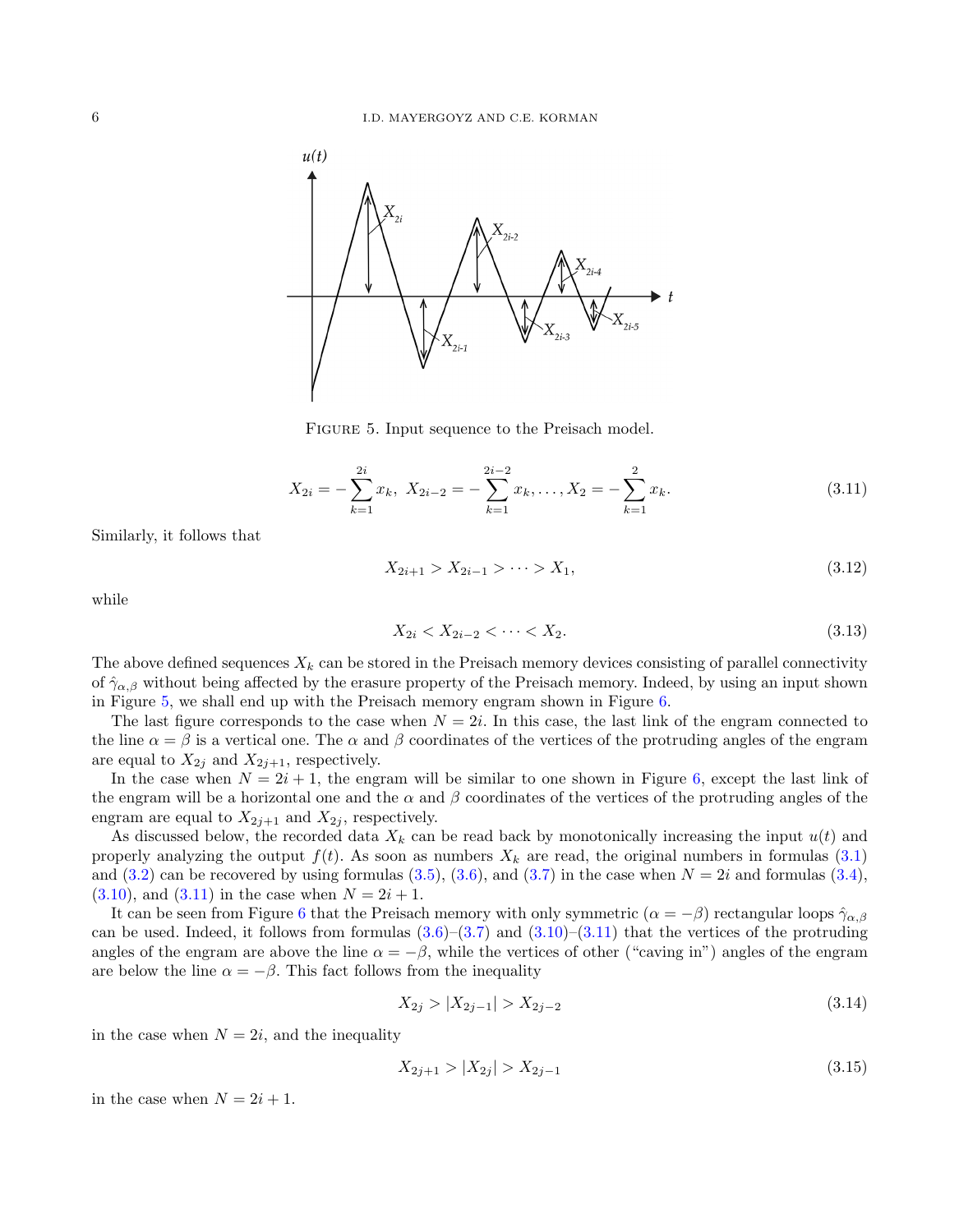FIGURE 5. Input sequence to the Preisach model.

$$X_{2i} = -\sum_{k=1}^{2i} x_k, \; X_{2i-2} = -\sum_{k=1}^{2i-2} x_k, \ldots, X_2 = -\sum_{k=1}^{2} x_k. \tag{3.11}$$

Similarly, it follows that

$$X_{2i+1} > X_{2i-1} > \cdots > X_1, \tag{3.12}$$

while

$$X_{2i} < X_{2i-2} < \cdots < X_2. \tag{3.13}$$

The above defined sequences $X_k$ can be stored in the Preisach memory devices consisting of parallel connectivity of $\hat{\gamma}_{\alpha,\beta}$ without being affected by the erasure property of the Preisach memory. Indeed, by using an input shown in Figure 5, we shall end up with the Preisach memory engram shown in Figure 6.

The last figure corresponds to the case when $N = 2i$. In this case, the last link of the engram connected to the line $\alpha = \beta$ is a vertical one. The $\alpha$ and $\beta$ coordinates of the vertices of the protruding angles of the engram are equal to $X_{2j}$ and $X_{2j+1}$, respectively.

In the case when $N = 2i + 1$, the engram will be similar to one shown in Figure 6, except the last link of the engram will be a horizontal one and the $\alpha$ and $\beta$ coordinates of the vertices of the protruding angles of the engram are equal to $X_{2j+1}$ and $X_{2j}$, respectively.

As discussed below, the recorded data $X_k$ can be read back by monotonically increasing the input $u(t)$ and properly analyzing the output $f(t)$. As soon as numbers $X_k$ are read, the original numbers in formulas (3.1) and (3.2) can be recovered by using formulas (3.5), (3.6), and (3.7) in the case when $N = 2i$ and formulas (3.4), (3.10), and (3.11) in the case when $N = 2i + 1$.

It can be seen from Figure 6 that the Preisach memory with only symmetric ($\alpha = -\beta$) rectangular loops $\hat{\gamma}_{\alpha,\beta}$ can be used. Indeed, it follows from formulas (3.6)–(3.7) and (3.10)–(3.11) that the vertices of the protruding angles of the engram are above the line $\alpha = -\beta$, while the vertices of other ("caving in") angles of the engram are below the line $\alpha = -\beta$. This fact follows from the inequality

$$X_{2j} > |X_{2j-1}| > X_{2j-2} \tag{3.14}$$

in the case when $N = 2i$, and the inequality

$$X_{2j+1} > |X_{2j}| > X_{2j-1} \tag{3.15}$$

in the case when $N = 2i + 1$.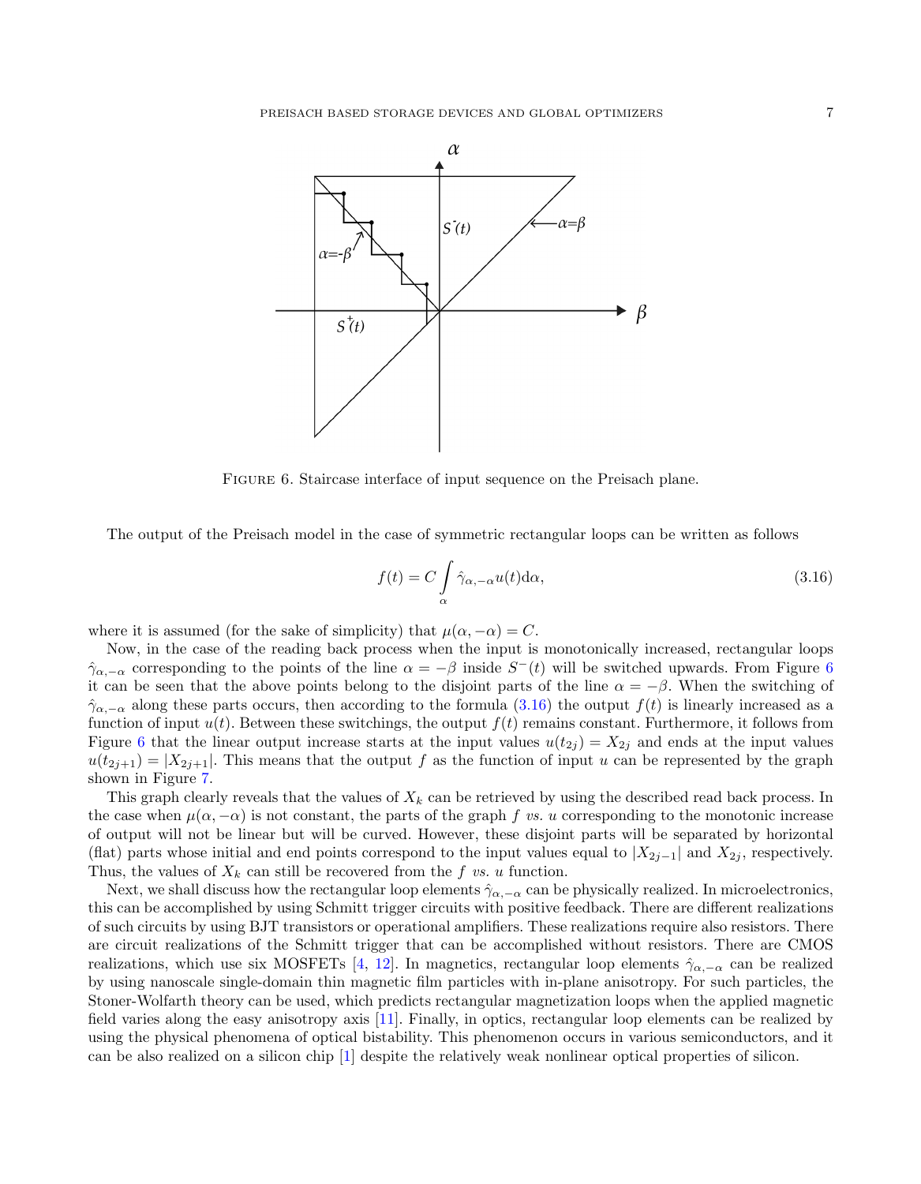FIGURE 6. Staircase interface of input sequence on the Preisach plane.

The output of the Preisach model in the case of symmetric rectangular loops can be written as follows

$$f(t) = C \int_{\alpha} \hat{\gamma}_{\alpha,-\alpha} u(t) \mathrm{d}\alpha, \tag{3.16}$$

where it is assumed (for the sake of simplicity) that $\mu(\alpha, -\alpha) = C$.

Now, in the case of the reading back process when the input is monotonically increased, rectangular loops $\hat{\gamma}_{\alpha,-\alpha}$ corresponding to the points of the line $\alpha = -\beta$ inside $S^{-}(t)$ will be switched upwards. From Figure 6 it can be seen that the above points belong to the disjoint parts of the line $\alpha = -\beta$. When the switching of $\hat{\gamma}_{\alpha,-\alpha}$ along these parts occurs, then according to the formula (3.16) the output $f(t)$ is linearly increased as a function of input $u(t)$. Between these switchings, the output $f(t)$ remains constant. Furthermore, it follows from Figure 6 that the linear output increase starts at the input values $u(t_{2j}) = X_{2j}$ and ends at the input values $u(t_{2j+1}) = |X_{2j+1}|$. This means that the output $f$ as the function of input $u$ can be represented by the graph shown in Figure 7.

This graph clearly reveals that the values of $X_k$ can be retrieved by using the described read back process. In the case when $\mu(\alpha, -\alpha)$ is not constant, the parts of the graph $f$ *vs.* $u$ corresponding to the monotonic increase of output will not be linear but will be curved. However, these disjoint parts will be separated by horizontal (flat) parts whose initial and end points correspond to the input values equal to $|X_{2j-1}|$ and $X_{2j}$, respectively. Thus, the values of $X_k$ can still be recovered from the $f$ *vs.* $u$ function.

Next, we shall discuss how the rectangular loop elements $\hat{\gamma}_{\alpha,-\alpha}$ can be physically realized. In microelectronics, this can be accomplished by using Schmitt trigger circuits with positive feedback. There are different realizations of such circuits by using BJT transistors or operational amplifiers. These realizations require also resistors. There are circuit realizations of the Schmitt trigger that can be accomplished without resistors. There are CMOS realizations, which use six MOSFETs [4, 12]. In magnetics, rectangular loop elements $\hat{\gamma}_{\alpha,-\alpha}$ can be realized by using nanoscale single-domain thin magnetic film particles with in-plane anisotropy. For such particles, the Stoner-Wolfarth theory can be used, which predicts rectangular magnetization loops when the applied magnetic field varies along the easy anisotropy axis [11]. Finally, in optics, rectangular loop elements can be realized by using the physical phenomena of optical bistability. This phenomenon occurs in various semiconductors, and it can be also realized on a silicon chip [1] despite the relatively weak nonlinear optical properties of silicon.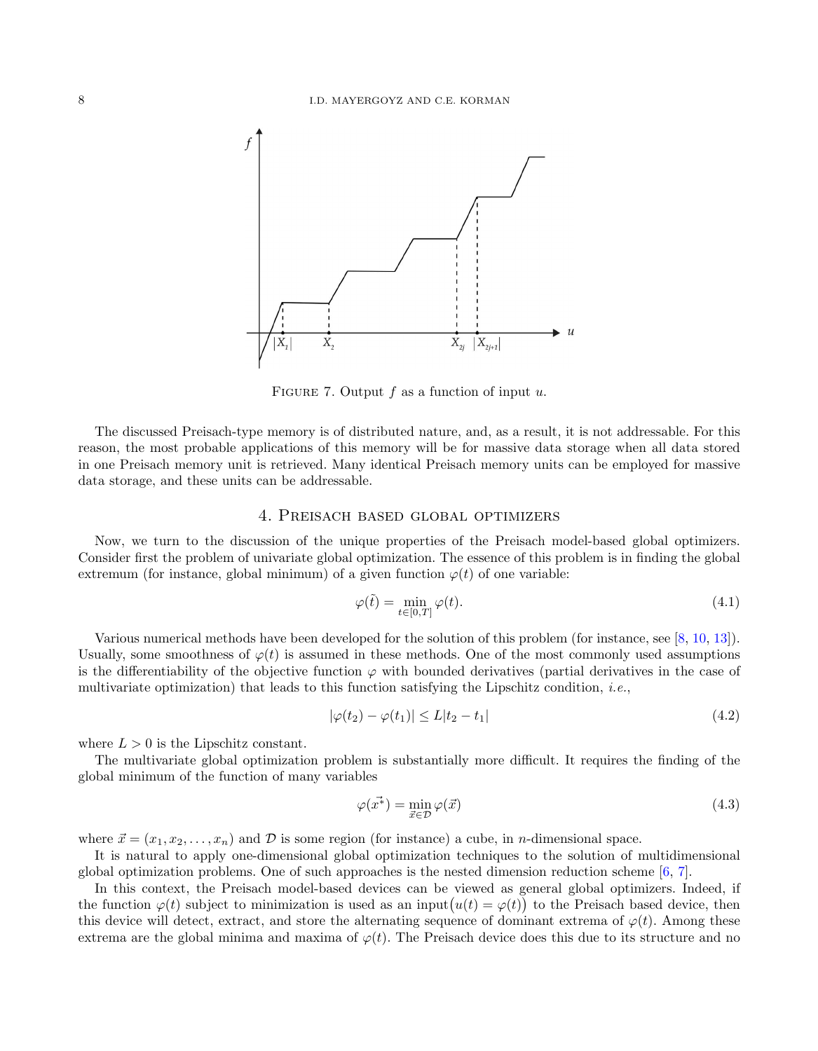FIGURE 7. Output $f$ as a function of input $u$.

The discussed Preisach-type memory is of distributed nature, and, as a result, it is not addressable. For this reason, the most probable applications of this memory will be for massive data storage when all data stored in one Preisach memory unit is retrieved. Many identical Preisach memory units can be employed for massive data storage, and these units can be addressable.

## 4. Preisach based global optimizers

Now, we turn to the discussion of the unique properties of the Preisach model-based global optimizers. Consider first the problem of univariate global optimization. The essence of this problem is in finding the global extremum (for instance, global minimum) of a given function $\varphi(t)$ of one variable:

$$\varphi(\tilde{t}) = \min_{t \in [0,T]} \varphi(t). \tag{4.1}$$

Various numerical methods have been developed for the solution of this problem (for instance, see [8, 10, 13]). Usually, some smoothness of $\varphi(t)$ is assumed in these methods. One of the most commonly used assumptions is the differentiability of the objective function $\varphi$ with bounded derivatives (partial derivatives in the case of multivariate optimization) that leads to this function satisfying the Lipschitz condition, *i.e.*,

$$|\varphi(t_2) - \varphi(t_1)| \le L|t_2 - t_1| \tag{4.2}$$

where $L > 0$ is the Lipschitz constant.

The multivariate global optimization problem is substantially more difficult. It requires the finding of the global minimum of the function of many variables

$$\varphi(\vec{x^*}) = \min_{\vec{x} \in \mathcal{D}} \varphi(\vec{x}) \tag{4.3}$$

where $\vec{x} = (x_1, x_2, \ldots, x_n)$ and $\mathcal{D}$ is some region (for instance) a cube, in $n$-dimensional space.

It is natural to apply one-dimensional global optimization techniques to the solution of multidimensional global optimization problems. One of such approaches is the nested dimension reduction scheme [6, 7].

In this context, the Preisach model-based devices can be viewed as general global optimizers. Indeed, if the function $\varphi(t)$ subject to minimization is used as an input $\big(u(t) = \varphi(t)\big)$ to the Preisach based device, then this device will detect, extract, and store the alternating sequence of dominant extrema of $\varphi(t)$. Among these extrema are the global minima and maxima of $\varphi(t)$. The Preisach device does this due to its structure and no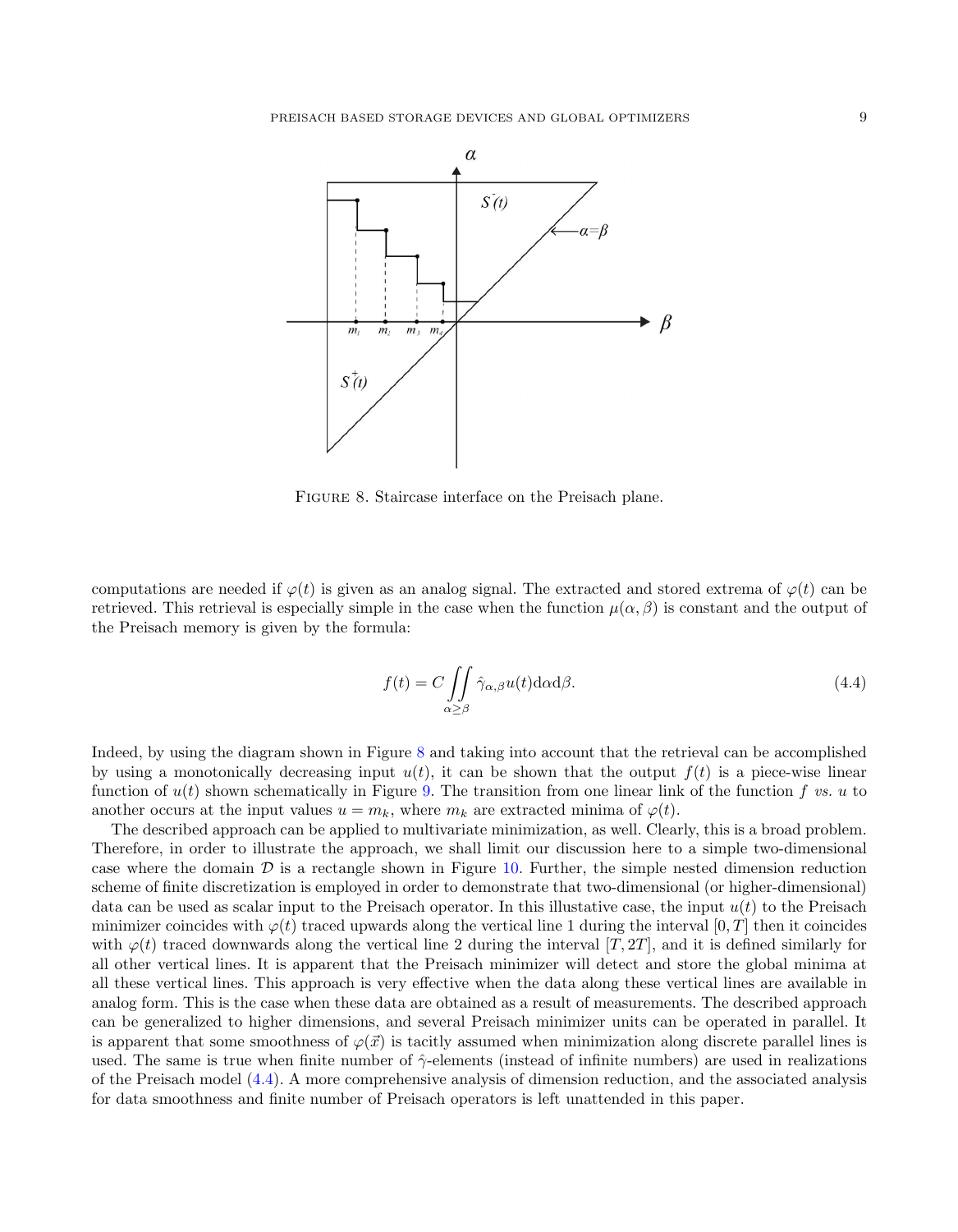FIGURE 8. Staircase interface on the Preisach plane.

computations are needed if $\varphi(t)$ is given as an analog signal. The extracted and stored extrema of $\varphi(t)$ can be retrieved. This retrieval is especially simple in the case when the function $\mu(\alpha, \beta)$ is constant and the output of the Preisach memory is given by the formula:

$$f(t) = C \iint\limits_{\alpha \geq \beta} \hat{\gamma}_{\alpha,\beta} u(t) \mathrm{d}\alpha \mathrm{d}\beta. \tag{4.4}$$

Indeed, by using the diagram shown in Figure 8 and taking into account that the retrieval can be accomplished by using a monotonically decreasing input $u(t)$, it can be shown that the output $f(t)$ is a piece-wise linear function of $u(t)$ shown schematically in Figure 9. The transition from one linear link of the function $f$ *vs.* $u$ to another occurs at the input values $u = m_k$, where $m_k$ are extracted minima of $\varphi(t)$.

The described approach can be applied to multivariate minimization, as well. Clearly, this is a broad problem. Therefore, in order to illustrate the approach, we shall limit our discussion here to a simple two-dimensional case where the domain $\mathcal{D}$ is a rectangle shown in Figure 10. Further, the simple nested dimension reduction scheme of finite discretization is employed in order to demonstrate that two-dimensional (or higher-dimensional) data can be used as scalar input to the Preisach operator. In this illustative case, the input $u(t)$ to the Preisach minimizer coincides with $\varphi(t)$ traced upwards along the vertical line 1 during the interval $[0, T]$ then it coincides with $\varphi(t)$ traced downwards along the vertical line 2 during the interval $[T, 2T]$, and it is defined similarly for all other vertical lines. It is apparent that the Preisach minimizer will detect and store the global minima at all these vertical lines. This approach is very effective when the data along these vertical lines are available in analog form. This is the case when these data are obtained as a result of measurements. The described approach can be generalized to higher dimensions, and several Preisach minimizer units can be operated in parallel. It is apparent that some smoothness of $\varphi(\vec{x})$ is tacitly assumed when minimization along discrete parallel lines is used. The same is true when finite number of $\hat{\gamma}$-elements (instead of infinite numbers) are used in realizations of the Preisach model (4.4). A more comprehensive analysis of dimension reduction, and the associated analysis for data smoothness and finite number of Preisach operators is left unattended in this paper.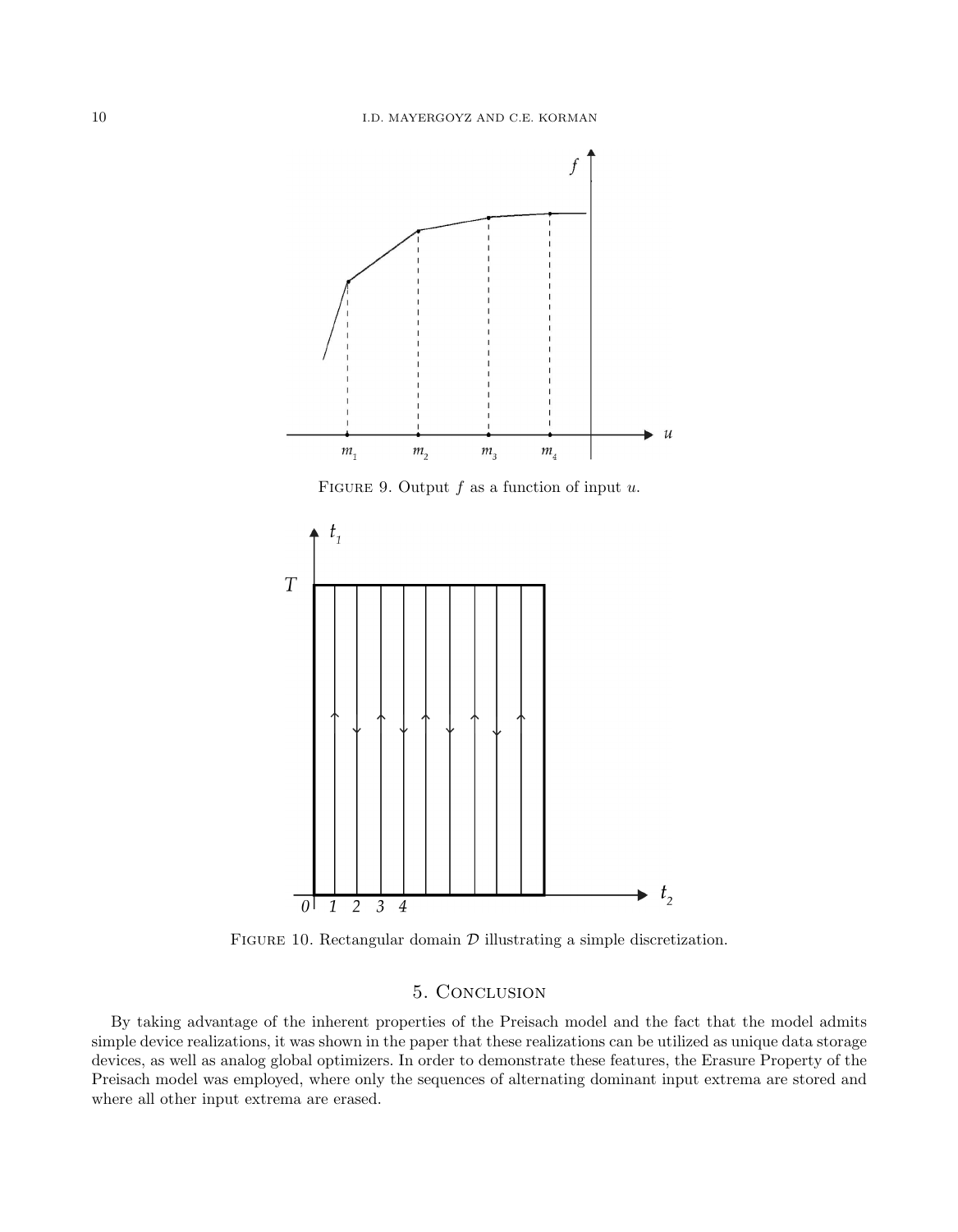Figure 9. Output $f$ as a function of input $u$.

Figure 10. Rectangular domain $\mathcal{D}$ illustrating a simple discretization.

## 5. Conclusion

By taking advantage of the inherent properties of the Preisach model and the fact that the model admits simple device realizations, it was shown in the paper that these realizations can be utilized as unique data storage devices, as well as analog global optimizers. In order to demonstrate these features, the Erasure Property of the Preisach model was employed, where only the sequences of alternating dominant input extrema are stored and where all other input extrema are erased.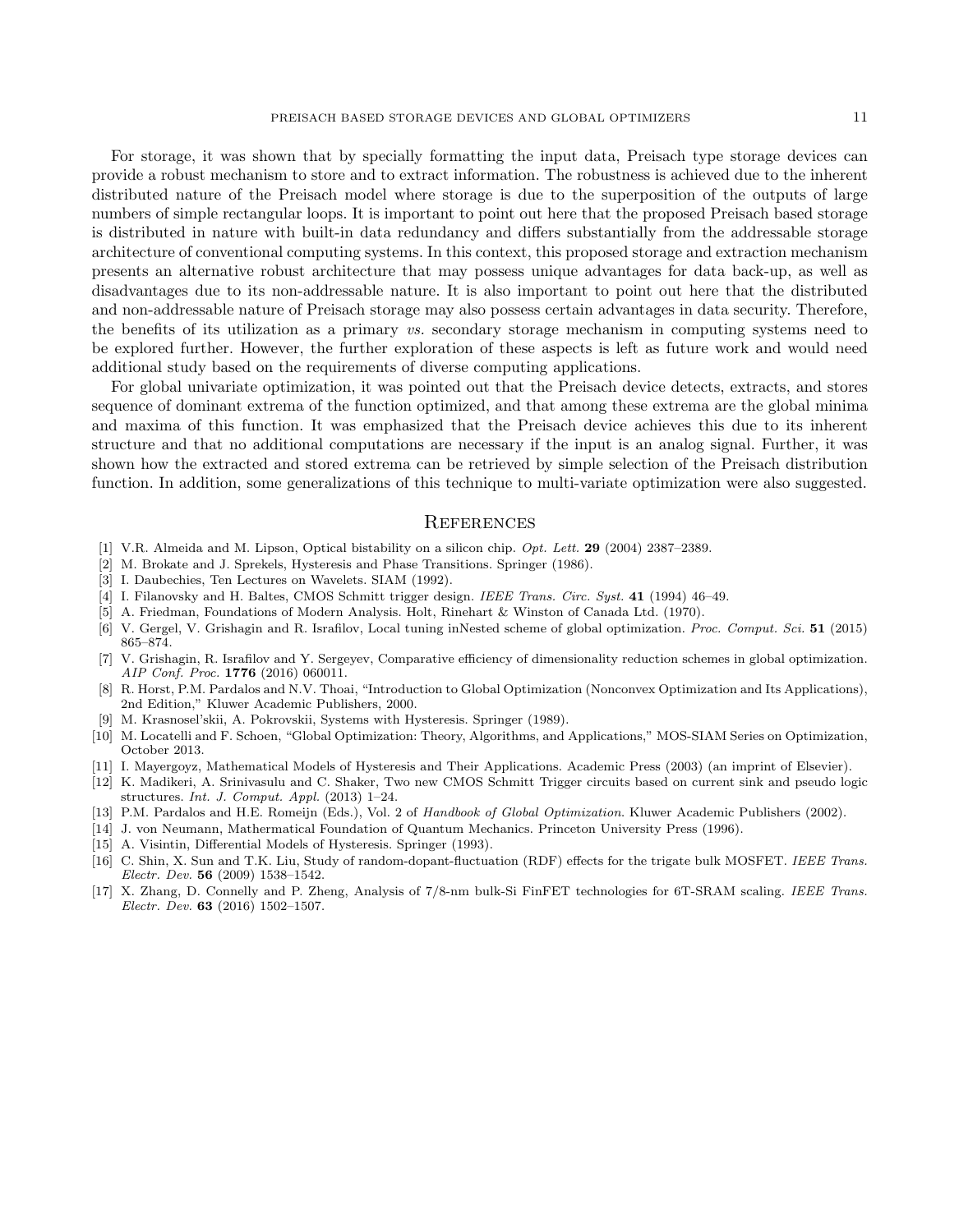For storage, it was shown that by specially formatting the input data, Preisach type storage devices can provide a robust mechanism to store and to extract information. The robustness is achieved due to the inherent distributed nature of the Preisach model where storage is due to the superposition of the outputs of large numbers of simple rectangular loops. It is important to point out here that the proposed Preisach based storage is distributed in nature with built-in data redundancy and differs substantially from the addressable storage architecture of conventional computing systems. In this context, this proposed storage and extraction mechanism presents an alternative robust architecture that may possess unique advantages for data back-up, as well as disadvantages due to its non-addressable nature. It is also important to point out here that the distributed and non-addressable nature of Preisach storage may also possess certain advantages in data security. Therefore, the benefits of its utilization as a primary *vs.* secondary storage mechanism in computing systems need to be explored further. However, the further exploration of these aspects is left as future work and would need additional study based on the requirements of diverse computing applications.

For global univariate optimization, it was pointed out that the Preisach device detects, extracts, and stores sequence of dominant extrema of the function optimized, and that among these extrema are the global minima and maxima of this function. It was emphasized that the Preisach device achieves this due to its inherent structure and that no additional computations are necessary if the input is an analog signal. Further, it was shown how the extracted and stored extrema can be retrieved by simple selection of the Preisach distribution function. In addition, some generalizations of this technique to multi-variate optimization were also suggested.

## References

[1] V.R. Almeida and M. Lipson, Optical bistability on a silicon chip. *Opt. Lett.* **29** (2004) 2387–2389.

[2] M. Brokate and J. Sprekels, Hysteresis and Phase Transitions. Springer (1986).

[3] I. Daubechies, Ten Lectures on Wavelets. SIAM (1992).

[4] I. Filanovsky and H. Baltes, CMOS Schmitt trigger design. *IEEE Trans. Circ. Syst.* **41** (1994) 46–49.

[5] A. Friedman, Foundations of Modern Analysis. Holt, Rinehart & Winston of Canada Ltd. (1970).

[6] V. Gergel, V. Grishagin and R. Israfilov, Local tuning inNested scheme of global optimization. *Proc. Comput. Sci.* **51** (2015) 865–874.

[7] V. Grishagin, R. Israfilov and Y. Sergeyev, Comparative efficiency of dimensionality reduction schemes in global optimization. *AIP Conf. Proc.* **1776** (2016) 060011.

[8] R. Horst, P.M. Pardalos and N.V. Thoai, "Introduction to Global Optimization (Nonconvex Optimization and Its Applications), 2nd Edition," Kluwer Academic Publishers, 2000.

[9] M. Krasnosel'skii, A. Pokrovskii, Systems with Hysteresis. Springer (1989).

[10] M. Locatelli and F. Schoen, "Global Optimization: Theory, Algorithms, and Applications," MOS-SIAM Series on Optimization, October 2013.

[11] I. Mayergoyz, Mathematical Models of Hysteresis and Their Applications. Academic Press (2003) (an imprint of Elsevier).

[12] K. Madikeri, A. Srinivasulu and C. Shaker, Two new CMOS Schmitt Trigger circuits based on current sink and pseudo logic structures. *Int. J. Comput. Appl.* (2013) 1–24.

[13] P.M. Pardalos and H.E. Romeijn (Eds.), Vol. 2 of *Handbook of Global Optimization*. Kluwer Academic Publishers (2002).

[14] J. von Neumann, Mathermatical Foundation of Quantum Mechanics. Princeton University Press (1996).

[15] A. Visintin, Differential Models of Hysteresis. Springer (1993).

[16] C. Shin, X. Sun and T.K. Liu, Study of random-dopant-fluctuation (RDF) effects for the trigate bulk MOSFET. *IEEE Trans. Electr. Dev.* **56** (2009) 1538–1542.

[17] X. Zhang, D. Connelly and P. Zheng, Analysis of 7/8-nm bulk-Si FinFET technologies for 6T-SRAM scaling. *IEEE Trans. Electr. Dev.* **63** (2016) 1502–1507.